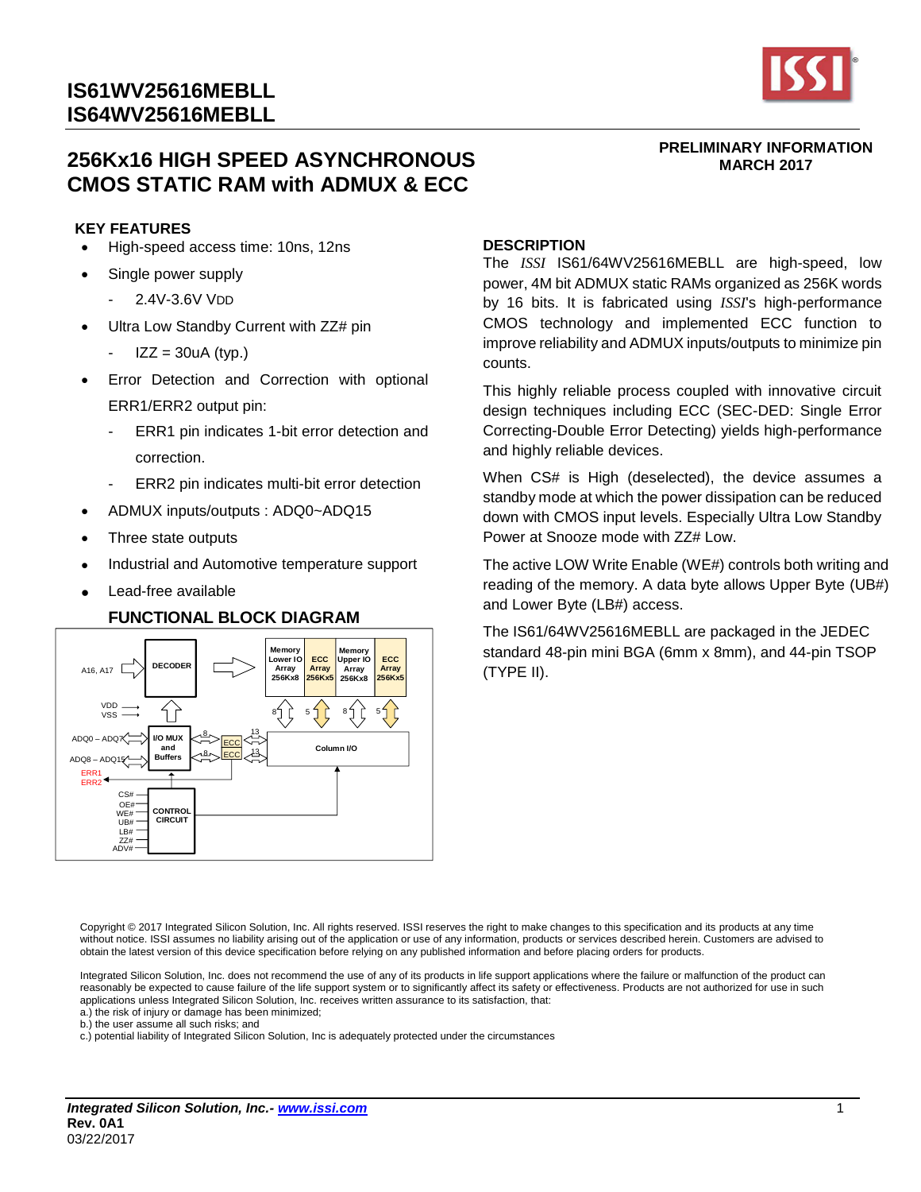# IS61WV25616MEBLL
# IS64WV25616MEBLL

## 256Kx16 HIGH SPEED ASYNCHRONOUS CMOS STATIC RAM with ADMUX & ECC

**PRELIMINARY INFORMATION**
**MARCH 2017**

### KEY FEATURES

- High-speed access time: 10ns, 12ns
- Single power supply
  - 2.4V-3.6V VDD
- Ultra Low Standby Current with ZZ# pin
  - IZZ = 30uA (typ.)
- Error Detection and Correction with optional ERR1/ERR2 output pin:
  - ERR1 pin indicates 1-bit error detection and correction.
  - ERR2 pin indicates multi-bit error detection
- ADMUX inputs/outputs : ADQ0~ADQ15
- Three state outputs
- Industrial and Automotive temperature support
- Lead-free available

### FUNCTIONAL BLOCK DIAGRAM

### DESCRIPTION

The *ISSI* IS61/64WV25616MEBLL are high-speed, low power, 4M bit ADMUX static RAMs organized as 256K words by 16 bits. It is fabricated using *ISSI*'s high-performance CMOS technology and implemented ECC function to improve reliability and ADMUX inputs/outputs to minimize pin counts.

This highly reliable process coupled with innovative circuit design techniques including ECC (SEC-DED: Single Error Correcting-Double Error Detecting) yields high-performance and highly reliable devices.

When CS# is High (deselected), the device assumes a standby mode at which the power dissipation can be reduced down with CMOS input levels. Especially Ultra Low Standby Power at Snooze mode with ZZ# Low.

The active LOW Write Enable (WE#) controls both writing and reading of the memory. A data byte allows Upper Byte (UB#) and Lower Byte (LB#) access.

The IS61/64WV25616MEBLL are packaged in the JEDEC standard 48-pin mini BGA (6mm x 8mm), and 44-pin TSOP (TYPE II).

Copyright © 2017 Integrated Silicon Solution, Inc. All rights reserved. ISSI reserves the right to make changes to this specification and its products at any time without notice. ISSI assumes no liability arising out of the application or use of any information, products or services described herein. Customers are advised to obtain the latest version of this device specification before relying on any published information and before placing orders for products.

Integrated Silicon Solution, Inc. does not recommend the use of any of its products in life support applications where the failure or malfunction of the product can reasonably be expected to cause failure of the life support system or to significantly affect its safety or effectiveness. Products are not authorized for use in such applications unless Integrated Silicon Solution, Inc. receives written assurance to its satisfaction, that:
a.) the risk of injury or damage has been minimized;
b.) the user assume all such risks; and
c.) potential liability of Integrated Silicon Solution, Inc is adequately protected under the circumstances

*Integrated Silicon Solution, Inc.- www.issi.com*
**Rev. 0A1**
03/22/2017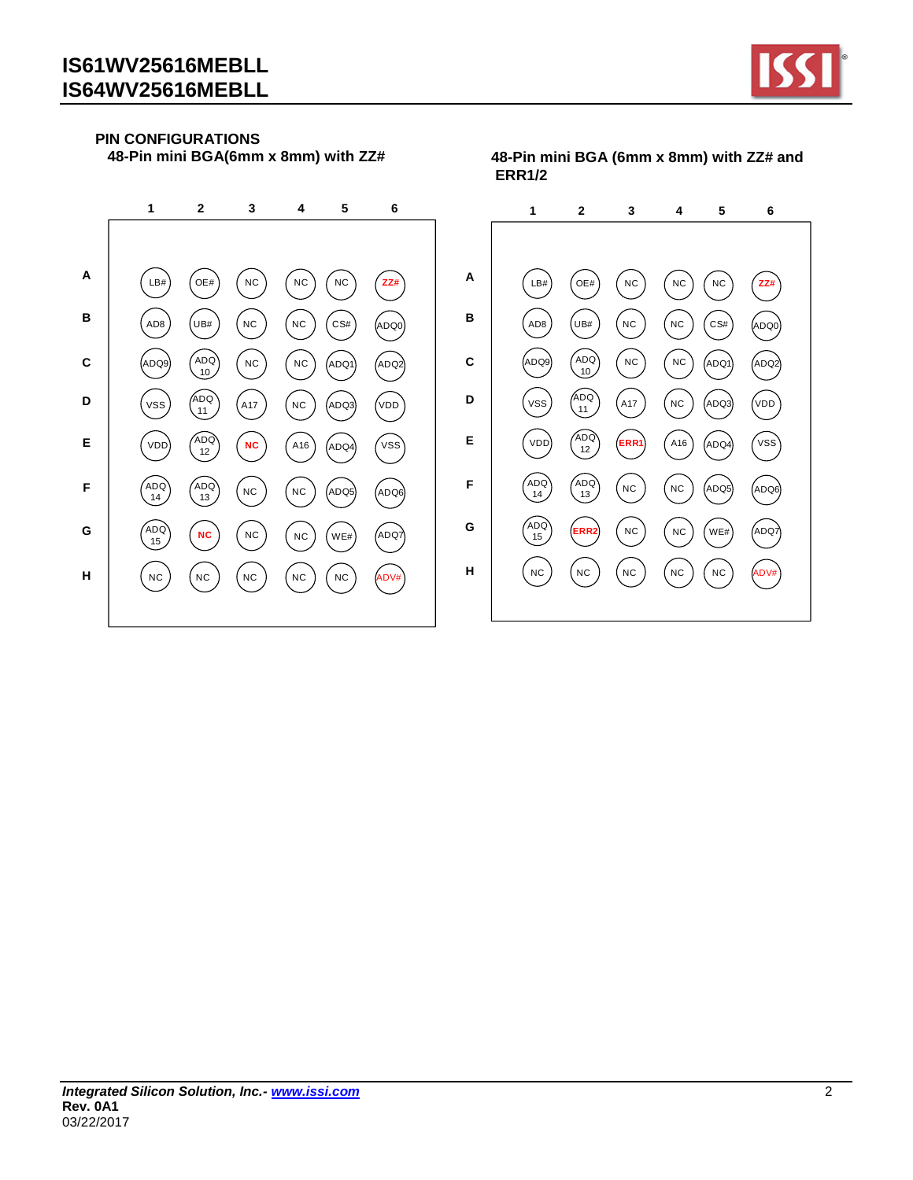## PIN CONFIGURATIONS

### 48-Pin mini BGA(6mm x 8mm) with ZZ#

| | 1 | 2 | 3 | 4 | 5 | 6 |
|---|---|---|---|---|---|---|
| A | LB# | OE# | NC | NC | NC | ZZ# |
| B | AD8 | UB# | NC | NC | CS# | ADQ0 |
| C | ADQ9 | ADQ10 | NC | NC | ADQ1 | ADQ2 |
| D | VSS | ADQ11 | A17 | NC | ADQ3 | VDD |
| E | VDD | ADQ12 | NC | A16 | ADQ4 | VSS |
| F | ADQ14 | ADQ13 | NC | NC | ADQ5 | ADQ6 |
| G | ADQ15 | NC | NC | NC | WE# | ADQ7 |
| H | NC | NC | NC | NC | NC | ADV# |

### 48-Pin mini BGA (6mm x 8mm) with ZZ# and ERR1/2

| | 1 | 2 | 3 | 4 | 5 | 6 |
|---|---|---|---|---|---|---|
| A | LB# | OE# | NC | NC | NC | ZZ# |
| B | AD8 | UB# | NC | NC | CS# | ADQ0 |
| C | ADQ9 | ADQ10 | NC | NC | ADQ1 | ADQ2 |
| D | VSS | ADQ11 | A17 | NC | ADQ3 | VDD |
| E | VDD | ADQ12 | ERR1 | A16 | ADQ4 | VSS |
| F | ADQ14 | ADQ13 | NC | NC | ADQ5 | ADQ6 |
| G | ADQ15 | ERR2 | NC | NC | WE# | ADQ7 |
| H | NC | NC | NC | NC | NC | ADV# |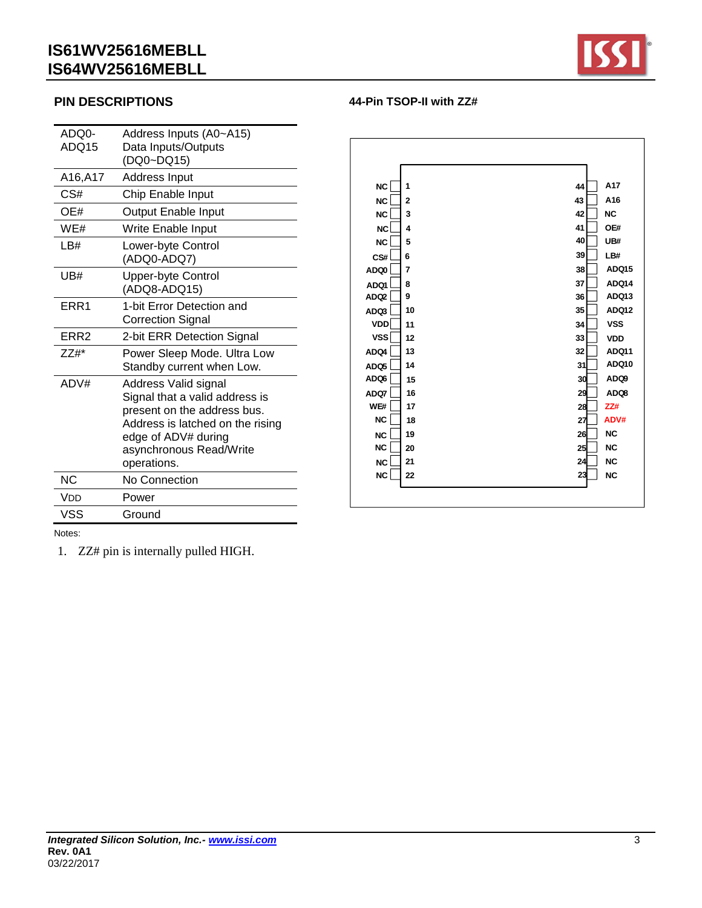## PIN DESCRIPTIONS

| Pin | Description |
|---|---|
| ADQ0-ADQ15 | Address Inputs (A0~A15) Data Inputs/Outputs (DQ0~DQ15) |
| A16,A17 | Address Input |
| CS# | Chip Enable Input |
| OE# | Output Enable Input |
| WE# | Write Enable Input |
| LB# | Lower-byte Control (ADQ0-ADQ7) |
| UB# | Upper-byte Control (ADQ8-ADQ15) |
| ERR1 | 1-bit Error Detection and Correction Signal |
| ERR2 | 2-bit ERR Detection Signal |
| ZZ#* | Power Sleep Mode. Ultra Low Standby current when Low. |
| ADV# | Address Valid signal Signal that a valid address is present on the address bus. Address is latched on the rising edge of ADV# during asynchronous Read/Write operations. |
| NC | No Connection |
| VDD | Power |
| VSS | Ground |

Notes:

1. ZZ# pin is internally pulled HIGH.

### 44-Pin TSOP-II with ZZ#

| Signal | Pin | Pin | Signal |
|---|---|---|---|
| NC | 1 | 44 | A17 |
| NC | 2 | 43 | A16 |
| NC | 3 | 42 | NC |
| NC | 4 | 41 | OE# |
| NC | 5 | 40 | UB# |
| CS# | 6 | 39 | LB# |
| ADQ0 | 7 | 38 | ADQ15 |
| ADQ1 | 8 | 37 | ADQ14 |
| ADQ2 | 9 | 36 | ADQ13 |
| ADQ3 | 10 | 35 | ADQ12 |
| VDD | 11 | 34 | VSS |
| VSS | 12 | 33 | VDD |
| ADQ4 | 13 | 32 | ADQ11 |
| ADQ5 | 14 | 31 | ADQ10 |
| ADQ6 | 15 | 30 | ADQ9 |
| ADQ7 | 16 | 29 | ADQ8 |
| WE# | 17 | 28 | ZZ# |
| NC | 18 | 27 | ADV# |
| NC | 19 | 26 | NC |
| NC | 20 | 25 | NC |
| NC | 21 | 24 | NC |
| NC | 22 | 23 | NC |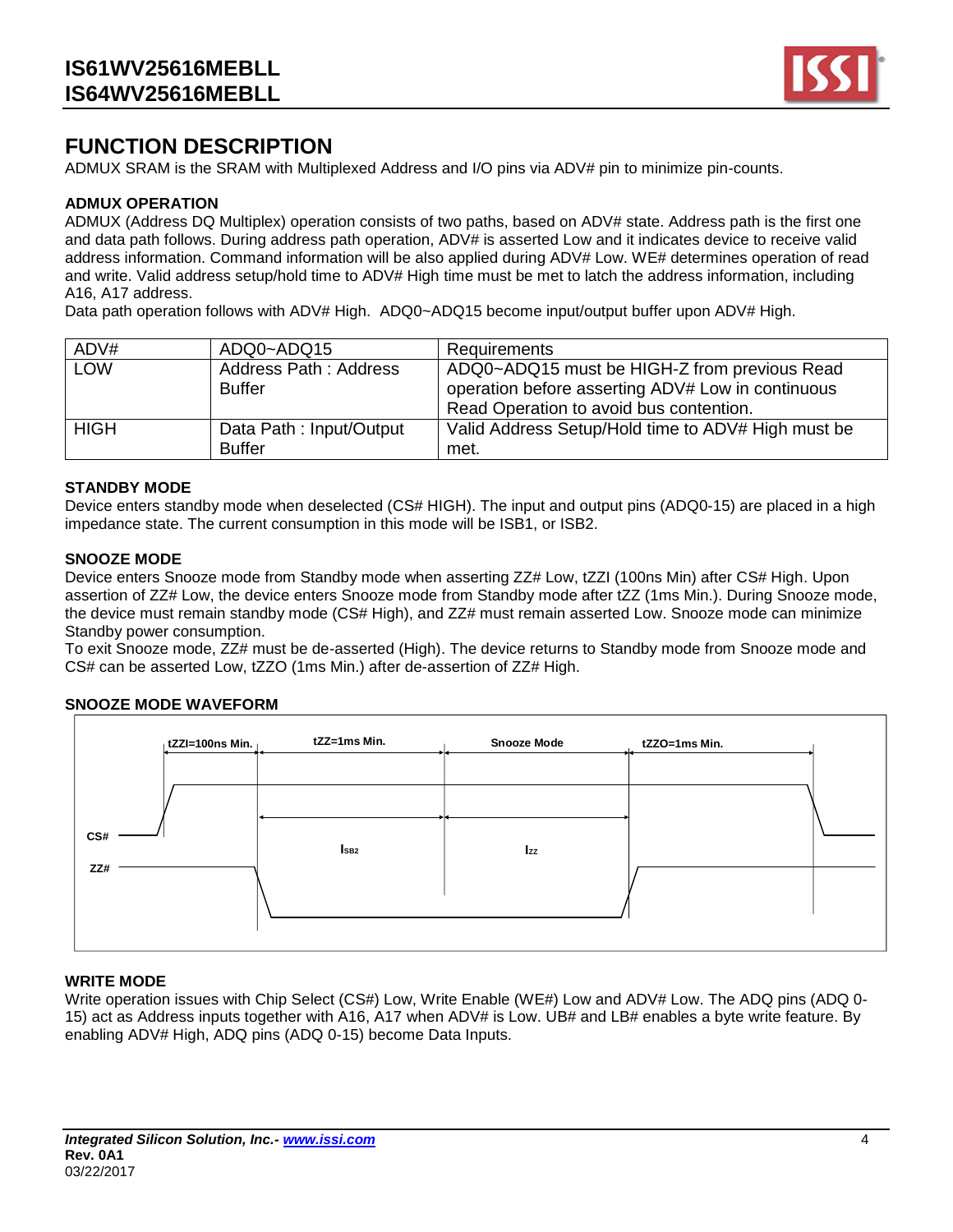## FUNCTION DESCRIPTION

ADMUX SRAM is the SRAM with Multiplexed Address and I/O pins via ADV# pin to minimize pin-counts.

### ADMUX OPERATION

ADMUX (Address DQ Multiplex) operation consists of two paths, based on ADV# state. Address path is the first one and data path follows. During address path operation, ADV# is asserted Low and it indicates device to receive valid address information. Command information will be also applied during ADV# Low. WE# determines operation of read and write. Valid address setup/hold time to ADV# High time must be met to latch the address information, including A16, A17 address.

Data path operation follows with ADV# High. ADQ0~ADQ15 become input/output buffer upon ADV# High.

| ADV# | ADQ0~ADQ15 | Requirements |
|---|---|---|
| LOW | Address Path : Address Buffer | ADQ0~ADQ15 must be HIGH-Z from previous Read operation before asserting ADV# Low in continuous Read Operation to avoid bus contention. |
| HIGH | Data Path : Input/Output Buffer | Valid Address Setup/Hold time to ADV# High must be met. |

### STANDBY MODE

Device enters standby mode when deselected (CS# HIGH). The input and output pins (ADQ0-15) are placed in a high impedance state. The current consumption in this mode will be ISB1, or ISB2.

### SNOOZE MODE

Device enters Snooze mode from Standby mode when asserting ZZ# Low, tZZI (100ns Min) after CS# High. Upon assertion of ZZ# Low, the device enters Snooze mode from Standby mode after tZZ (1ms Min.). During Snooze mode, the device must remain standby mode (CS# High), and ZZ# must remain asserted Low. Snooze mode can minimize Standby power consumption.

To exit Snooze mode, ZZ# must be de-asserted (High). The device returns to Standby mode from Snooze mode and CS# can be asserted Low, tZZO (1ms Min.) after de-assertion of ZZ# High.

### SNOOZE MODE WAVEFORM

tZZI=100ns Min. | tZZ=1ms Min. | Snooze Mode | tZZO=1ms Min.

CS#, ZZ#, $I_{SB2}$, $I_{ZZ}$

### WRITE MODE

Write operation issues with Chip Select (CS#) Low, Write Enable (WE#) Low and ADV# Low. The ADQ pins (ADQ 0-15) act as Address inputs together with A16, A17 when ADV# is Low. UB# and LB# enables a byte write feature. By enabling ADV# High, ADQ pins (ADQ 0-15) become Data Inputs.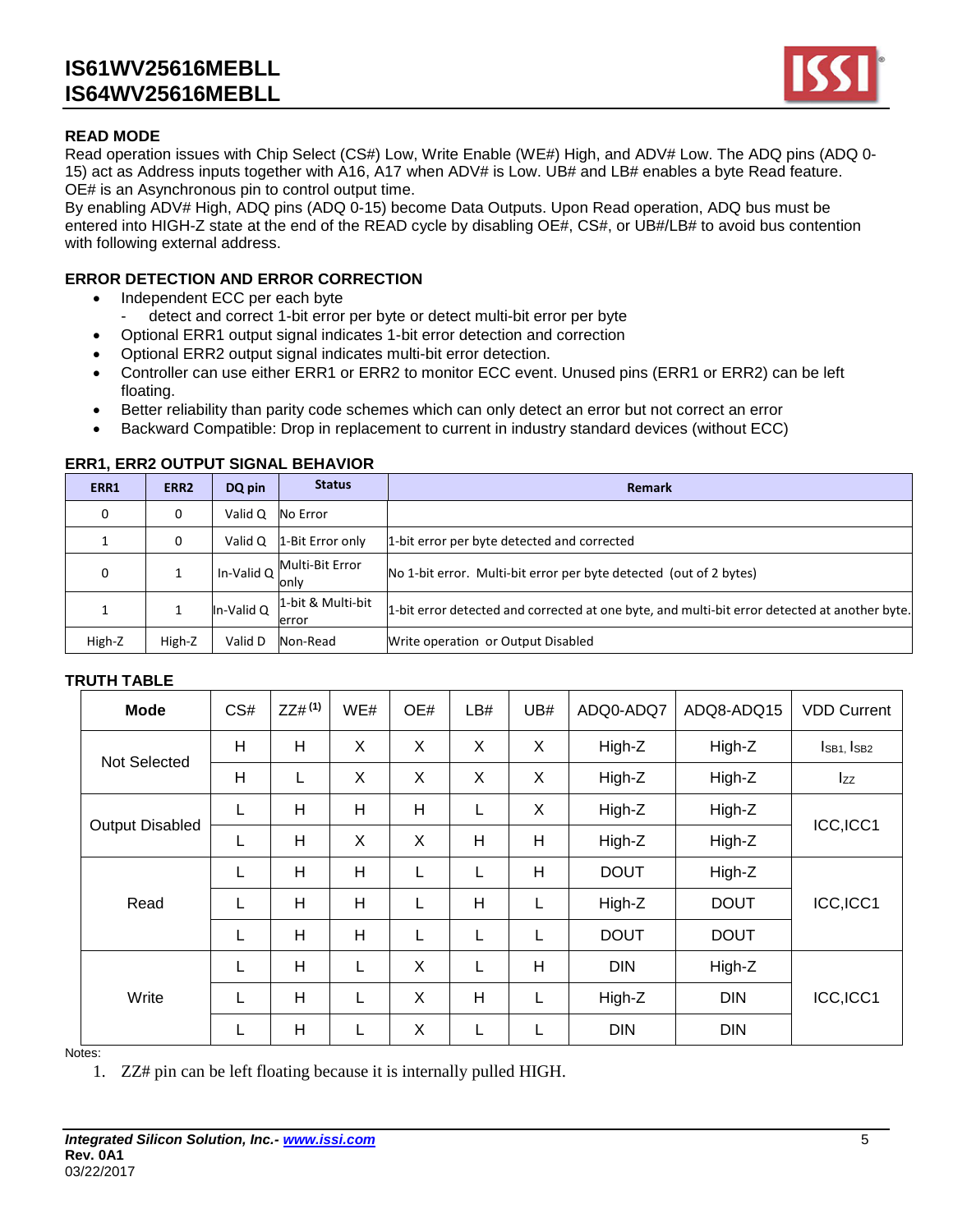### READ MODE

Read operation issues with Chip Select (CS#) Low, Write Enable (WE#) High, and ADV# Low. The ADQ pins (ADQ 0-15) act as Address inputs together with A16, A17 when ADV# is Low. UB# and LB# enables a byte Read feature. OE# is an Asynchronous pin to control output time.
By enabling ADV# High, ADQ pins (ADQ 0-15) become Data Outputs. Upon Read operation, ADQ bus must be entered into HIGH-Z state at the end of the READ cycle by disabling OE#, CS#, or UB#/LB# to avoid bus contention with following external address.

### ERROR DETECTION AND ERROR CORRECTION

- Independent ECC per each byte
  - detect and correct 1-bit error per byte or detect multi-bit error per byte
- Optional ERR1 output signal indicates 1-bit error detection and correction
- Optional ERR2 output signal indicates multi-bit error detection.
- Controller can use either ERR1 or ERR2 to monitor ECC event. Unused pins (ERR1 or ERR2) can be left floating.
- Better reliability than parity code schemes which can only detect an error but not correct an error
- Backward Compatible: Drop in replacement to current in industry standard devices (without ECC)

### ERR1, ERR2 OUTPUT SIGNAL BEHAVIOR

| ERR1 | ERR2 | DQ pin | Status | Remark |
|---|---|---|---|---|
| 0 | 0 | Valid Q | No Error | |
| 1 | 0 | Valid Q | 1-Bit Error only | 1-bit error per byte detected and corrected |
| 0 | 1 | In-Valid Q | Multi-Bit Error only | No 1-bit error. Multi-bit error per byte detected (out of 2 bytes) |
| 1 | 1 | In-Valid Q | 1-bit & Multi-bit error | 1-bit error detected and corrected at one byte, and multi-bit error detected at another byte. |
| High-Z | High-Z | Valid D | Non-Read | Write operation or Output Disabled |

### TRUTH TABLE

| Mode | CS# | ZZ# [(1)] | WE# | OE# | LB# | UB# | ADQ0-ADQ7 | ADQ8-ADQ15 | VDD Current |
|---|---|---|---|---|---|---|---|---|---|
| Not Selected | H | H | X | X | X | X | High-Z | High-Z | $I_{SB1}$, $I_{SB2}$ |
| | H | L | X | X | X | X | High-Z | High-Z | $I_{ZZ}$ |
| Output Disabled | L | H | H | H | L | X | High-Z | High-Z | ICC,ICC1 |
| | L | H | X | X | H | H | High-Z | High-Z | |
| Read | L | H | H | L | L | H | DOUT | High-Z | ICC,ICC1 |
| | L | H | H | L | H | L | High-Z | DOUT | |
| | L | H | H | L | L | L | DOUT | DOUT | |
| Write | L | H | L | X | L | H | DIN | High-Z | ICC,ICC1 |
| | L | H | L | X | H | L | High-Z | DIN | |
| | L | H | L | X | L | L | DIN | DIN | |

Notes:

1. ZZ# pin can be left floating because it is internally pulled HIGH.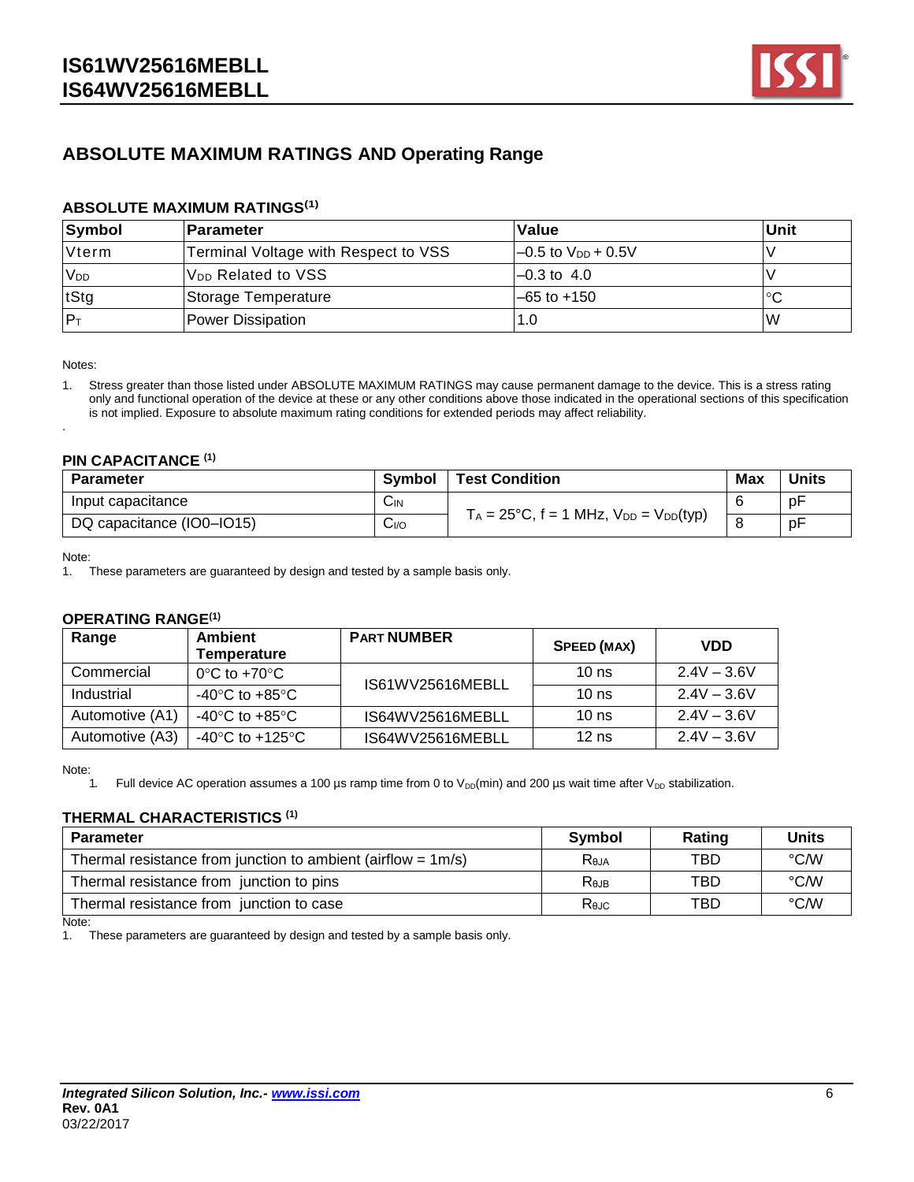## ABSOLUTE MAXIMUM RATINGS AND Operating Range

### ABSOLUTE MAXIMUM RATINGS[1]

| Symbol | Parameter | Value | Unit |
|---|---|---|---|
| Vterm | Terminal Voltage with Respect to VSS | –0.5 to $V_{DD}$ + 0.5V | V |
| $V_{DD}$ | $V_{DD}$ Related to VSS | –0.3 to 4.0 | V |
| tStg | Storage Temperature | –65 to +150 | °C |
| $P_T$ | Power Dissipation | 1.0 | W |

Notes:

1. Stress greater than those listed under ABSOLUTE MAXIMUM RATINGS may cause permanent damage to the device. This is a stress rating only and functional operation of the device at these or any other conditions above those indicated in the operational sections of this specification is not implied. Exposure to absolute maximum rating conditions for extended periods may affect reliability.

### PIN CAPACITANCE [1]

| Parameter | Symbol | Test Condition | Max | Units |
|---|---|---|---|---|
| Input capacitance | $C_{IN}$ | $T_A$ = 25°C, f = 1 MHz, $V_{DD}$ = $V_{DD}$(typ) | 6 | pF |
| DQ capacitance (IO0–IO15) | $C_{I/O}$ | | 8 | pF |

Note:
1. These parameters are guaranteed by design and tested by a sample basis only.

### OPERATING RANGE[1]

| Range | Ambient Temperature | PART NUMBER | SPEED (MAX) | VDD |
|---|---|---|---|---|
| Commercial | 0°C to +70°C | IS61WV25616MEBLL | 10 ns | 2.4V – 3.6V |
| Industrial | -40°C to +85°C | | 10 ns | 2.4V – 3.6V |
| Automotive (A1) | -40°C to +85°C | IS64WV25616MEBLL | 10 ns | 2.4V – 3.6V |
| Automotive (A3) | -40°C to +125°C | IS64WV25616MEBLL | 12 ns | 2.4V – 3.6V |

Note:
1. Full device AC operation assumes a 100 µs ramp time from 0 to $V_{DD}$(min) and 200 µs wait time after $V_{DD}$ stabilization.

### THERMAL CHARACTERISTICS [1]

| Parameter | Symbol | Rating | Units |
|---|---|---|---|
| Thermal resistance from junction to ambient (airflow = 1m/s) | $R_{\theta JA}$ | TBD | °C/W |
| Thermal resistance from junction to pins | $R_{\theta JB}$ | TBD | °C/W |
| Thermal resistance from junction to case | $R_{\theta JC}$ | TBD | °C/W |

Note:
1. These parameters are guaranteed by design and tested by a sample basis only.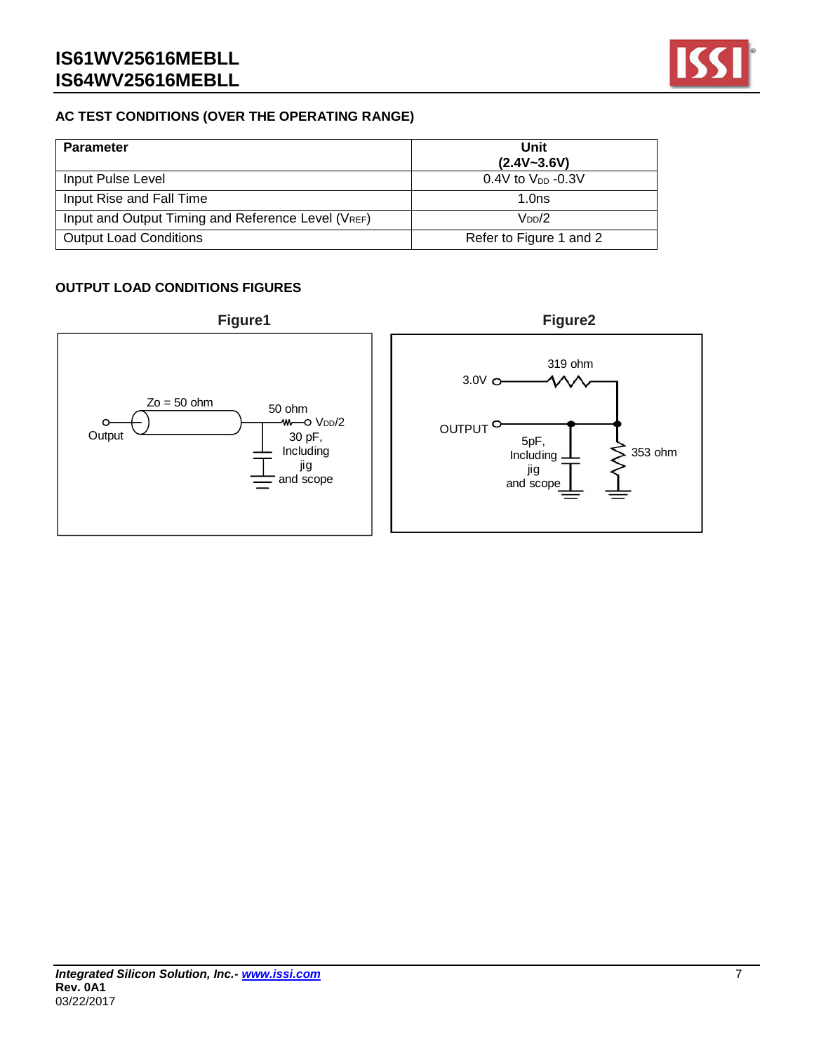## AC TEST CONDITIONS (OVER THE OPERATING RANGE)

| Parameter | Unit (2.4V~3.6V) |
|---|---|
| Input Pulse Level | 0.4V to $V_{DD}$ -0.3V |
| Input Rise and Fall Time | 1.0ns |
| Input and Output Timing and Reference Level ($V_{REF}$) | $V_{DD}$/2 |
| Output Load Conditions | Refer to Figure 1 and 2 |

## OUTPUT LOAD CONDITIONS FIGURES

**Figure1**

Output, Zo = 50 ohm, 50 ohm, $V_{DD}$/2, 30 pF, Including jig and scope

**Figure2**

3.0V, 319 ohm, OUTPUT, 5pF, Including jig and scope, 353 ohm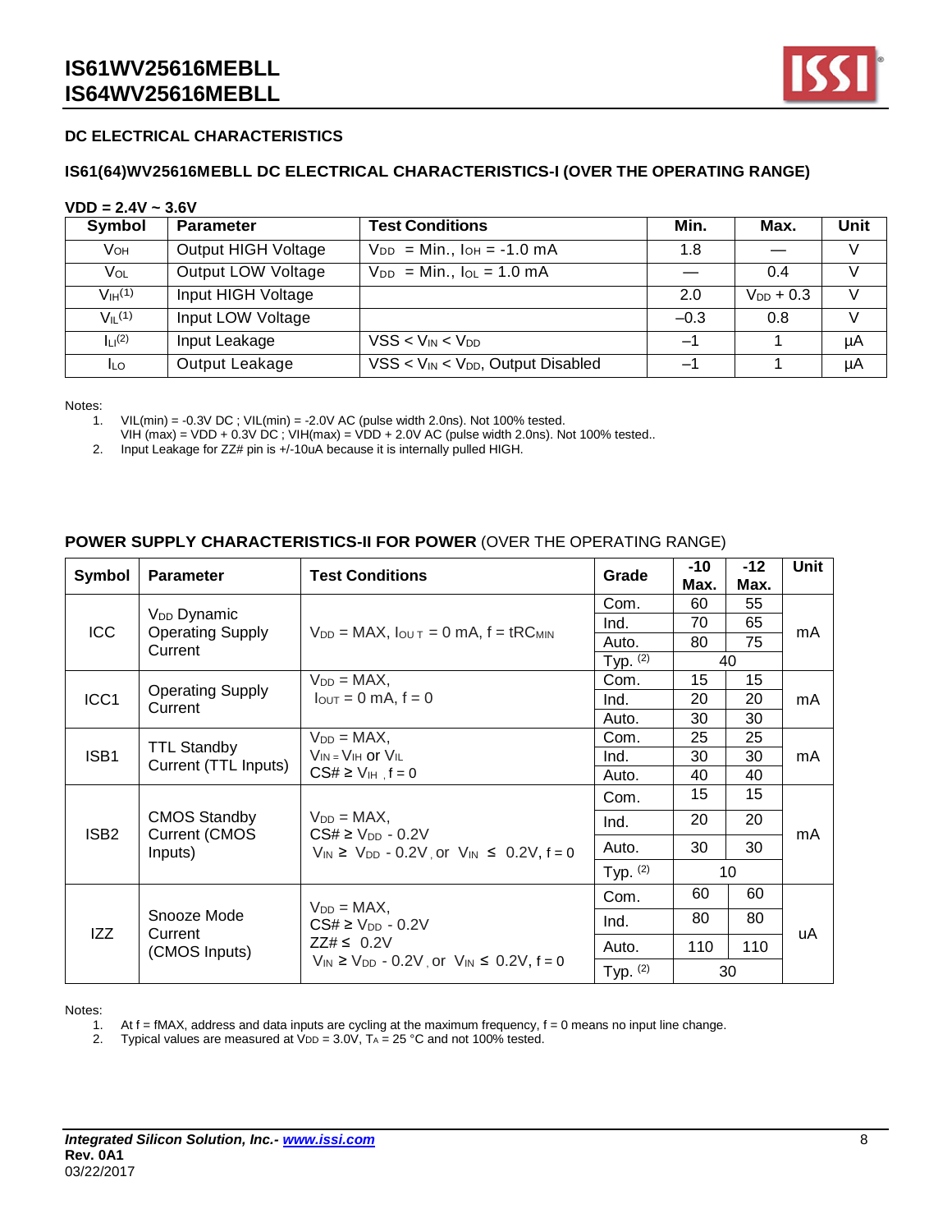## DC ELECTRICAL CHARACTERISTICS

### IS61(64)WV25616MEBLL DC ELECTRICAL CHARACTERISTICS-I (OVER THE OPERATING RANGE)

**VDD = 2.4V ~ 3.6V**

| Symbol | Parameter | Test Conditions | Min. | Max. | Unit |
|---|---|---|---|---|---|
| $V_{OH}$ | Output HIGH Voltage | $V_{DD}$ = Min., $I_{OH}$ = -1.0 mA | 1.8 | — | V |
| $V_{OL}$ | Output LOW Voltage | $V_{DD}$ = Min., $I_{OL}$ = 1.0 mA | — | 0.4 | V |
| $V_{IH}$(1) | Input HIGH Voltage | | 2.0 | $V_{DD}$ + 0.3 | V |
| $V_{IL}$(1) | Input LOW Voltage | | –0.3 | 0.8 | V |
| $I_{LI}$(2) | Input Leakage | VSS < $V_{IN}$ < $V_{DD}$ | –1 | 1 | µA |
| $I_{LO}$ | Output Leakage | VSS < $V_{IN}$ < $V_{DD}$, Output Disabled | –1 | 1 | µA |

Notes:
1. VIL(min) = -0.3V DC ; VIL(min) = -2.0V AC (pulse width 2.0ns). Not 100% tested.
   VIH (max) = VDD + 0.3V DC ; VIH(max) = VDD + 2.0V AC (pulse width 2.0ns). Not 100% tested..
2. Input Leakage for ZZ# pin is +/-10uA because it is internally pulled HIGH.

**POWER SUPPLY CHARACTERISTICS-II FOR POWER** (OVER THE OPERATING RANGE)

| Symbol | Parameter | Test Conditions | Grade | -10 Max. | -12 Max. | Unit |
|---|---|---|---|---|---|---|
| ICC | $V_{DD}$ Dynamic Operating Supply Current | $V_{DD}$ = MAX, $I_{OUT}$ = 0 mA, f = $tRC_{MIN}$ | Com. | 60 | 55 | mA |
| | | | Ind. | 70 | 65 | |
| | | | Auto. | 80 | 75 | |
| | | | Typ. (2) | 40 | | |
| ICC1 | Operating Supply Current | $V_{DD}$ = MAX, $I_{OUT}$ = 0 mA, f = 0 | Com. | 15 | 15 | mA |
| | | | Ind. | 20 | 20 | |
| | | | Auto. | 30 | 30 | |
| ISB1 | TTL Standby Current (TTL Inputs) | $V_{DD}$ = MAX, $V_{IN}$ = $V_{IH}$ or $V_{IL}$ CS# ≥ $V_{IH}$ , f = 0 | Com. | 25 | 25 | mA |
| | | | Ind. | 30 | 30 | |
| | | | Auto. | 40 | 40 | |
| ISB2 | CMOS Standby Current (CMOS Inputs) | $V_{DD}$ = MAX, CS# ≥ $V_{DD}$ - 0.2V $V_{IN}$ ≥ $V_{DD}$ - 0.2V , or $V_{IN}$ ≤ 0.2V, f = 0 | Com. | 15 | 15 | mA |
| | | | Ind. | 20 | 20 | |
| | | | Auto. | 30 | 30 | |
| | | | Typ. (2) | 10 | | |
| IZZ | Snooze Mode Current (CMOS Inputs) | $V_{DD}$ = MAX, CS# ≥ $V_{DD}$ - 0.2V ZZ# ≤ 0.2V $V_{IN}$ ≥ $V_{DD}$ - 0.2V , or $V_{IN}$ ≤ 0.2V, f = 0 | Com. | 60 | 60 | uA |
| | | | Ind. | 80 | 80 | |
| | | | Auto. | 110 | 110 | |
| | | | Typ. (2) | 30 | | |

Notes:
1. At f = fMAX, address and data inputs are cycling at the maximum frequency, f = 0 means no input line change.
2. Typical values are measured at $V_{DD}$ = 3.0V, $T_A$ = 25 °C and not 100% tested.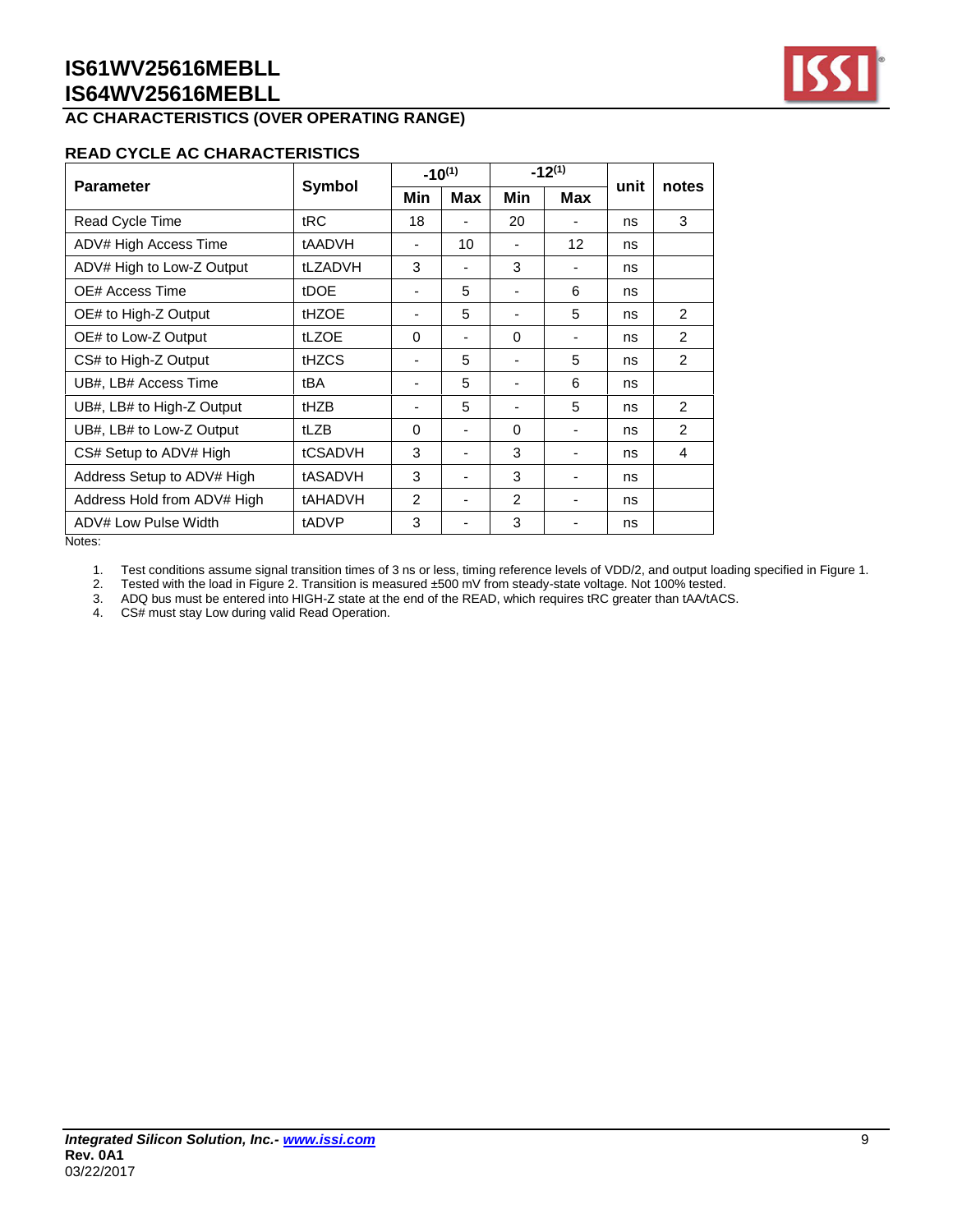## AC CHARACTERISTICS (OVER OPERATING RANGE)

### READ CYCLE AC CHARACTERISTICS

| Parameter | Symbol | -10[1] | | -12[1] | | unit | notes |
|---|---|---|---|---|---|---|---|
| | | Min | Max | Min | Max | | |
| Read Cycle Time | tRC | 18 | - | 20 | - | ns | 3 |
| ADV# High Access Time | tAADVH | - | 10 | - | 12 | ns | |
| ADV# High to Low-Z Output | tLZADVH | 3 | - | 3 | - | ns | |
| OE# Access Time | tDOE | - | 5 | - | 6 | ns | |
| OE# to High-Z Output | tHZOE | - | 5 | - | 5 | ns | 2 |
| OE# to Low-Z Output | tLZOE | 0 | - | 0 | - | ns | 2 |
| CS# to High-Z Output | tHZCS | - | 5 | - | 5 | ns | 2 |
| UB#, LB# Access Time | tBA | - | 5 | - | 6 | ns | |
| UB#, LB# to High-Z Output | tHZB | - | 5 | - | 5 | ns | 2 |
| UB#, LB# to Low-Z Output | tLZB | 0 | - | 0 | - | ns | 2 |
| CS# Setup to ADV# High | tCSADVH | 3 | - | 3 | - | ns | 4 |
| Address Setup to ADV# High | tASADVH | 3 | - | 3 | - | ns | |
| Address Hold from ADV# High | tAHADVH | 2 | - | 2 | - | ns | |
| ADV# Low Pulse Width | tADVP | 3 | - | 3 | - | ns | |

Notes:

1. Test conditions assume signal transition times of 3 ns or less, timing reference levels of VDD/2, and output loading specified in Figure 1.
2. Tested with the load in Figure 2. Transition is measured ±500 mV from steady-state voltage. Not 100% tested.
3. ADQ bus must be entered into HIGH-Z state at the end of the READ, which requires tRC greater than tAA/tACS.
4. CS# must stay Low during valid Read Operation.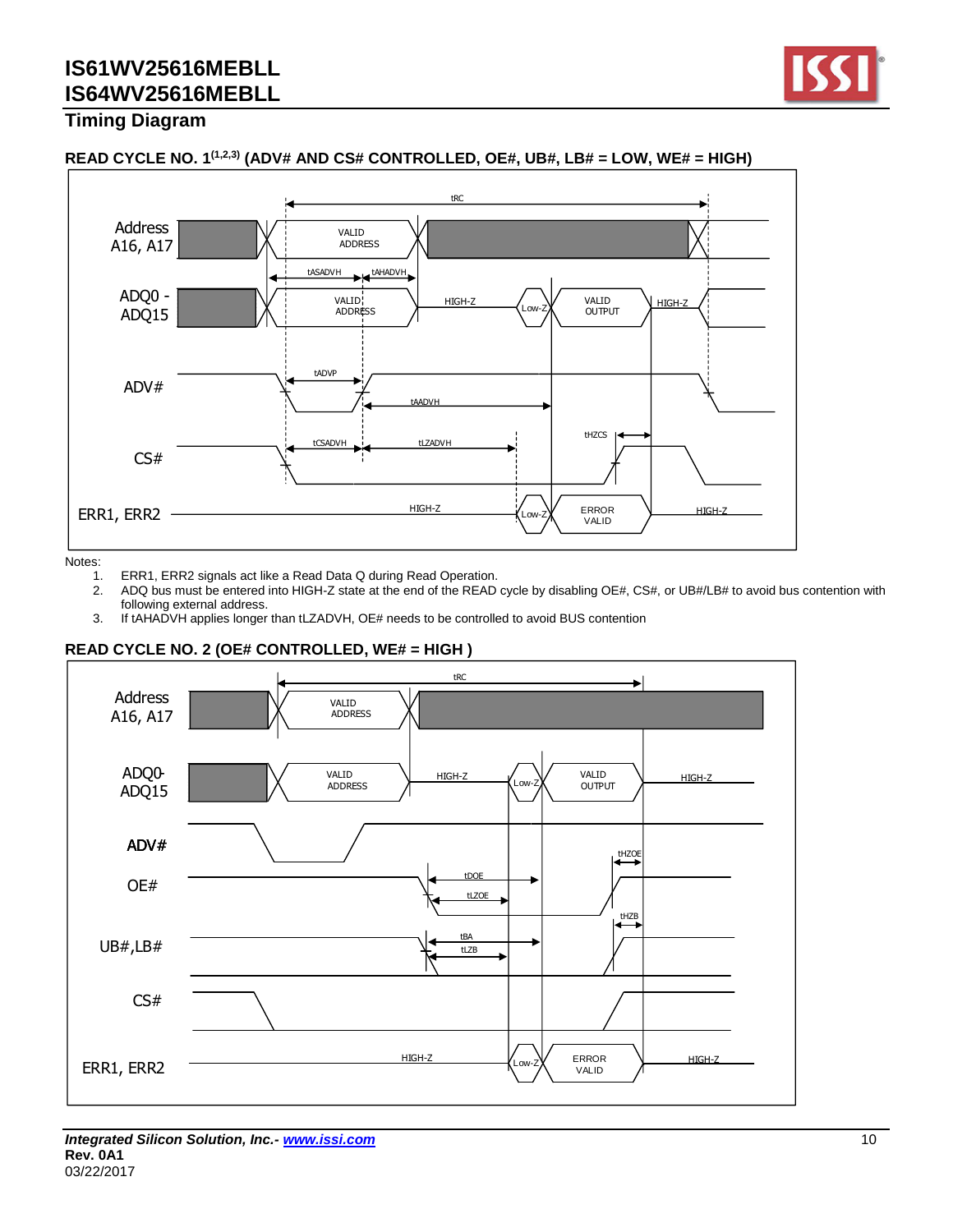## Timing Diagram

### READ CYCLE NO. 1[1,2,3] (ADV# AND CS# CONTROLLED, OE#, UB#, LB# = LOW, WE# = HIGH)

Notes:
1. ERR1, ERR2 signals act like a Read Data Q during Read Operation.
2. ADQ bus must be entered into HIGH-Z state at the end of the READ cycle by disabling OE#, CS#, or UB#/LB# to avoid bus contention with following external address.
3. If tAHADVH applies longer than tLZADVH, OE# needs to be controlled to avoid BUS contention

### READ CYCLE NO. 2 (OE# CONTROLLED, WE# = HIGH )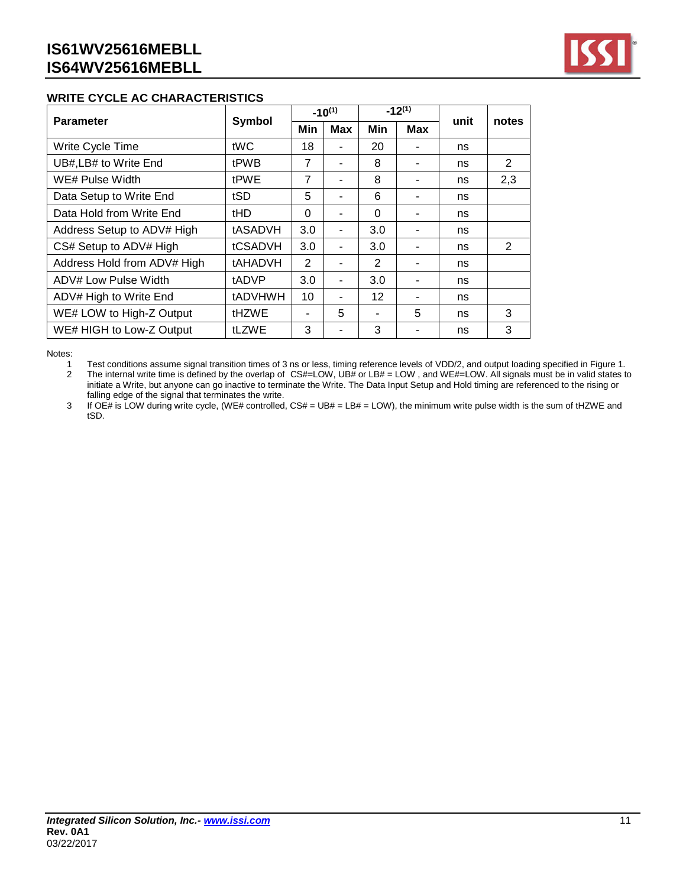## WRITE CYCLE AC CHARACTERISTICS

| Parameter | Symbol | -10[1] | | -12[1] | | unit | notes |
|---|---|---|---|---|---|---|---|
| | | Min | Max | Min | Max | | |
| Write Cycle Time | tWC | 18 | - | 20 | - | ns | |
| UB#,LB# to Write End | tPWB | 7 | - | 8 | - | ns | 2 |
| WE# Pulse Width | tPWE | 7 | - | 8 | - | ns | 2,3 |
| Data Setup to Write End | tSD | 5 | - | 6 | - | ns | |
| Data Hold from Write End | tHD | 0 | - | 0 | - | ns | |
| Address Setup to ADV# High | tASADVH | 3.0 | - | 3.0 | - | ns | |
| CS# Setup to ADV# High | tCSADVH | 3.0 | - | 3.0 | - | ns | 2 |
| Address Hold from ADV# High | tAHADVH | 2 | - | 2 | - | ns | |
| ADV# Low Pulse Width | tADVP | 3.0 | - | 3.0 | - | ns | |
| ADV# High to Write End | tADVHWH | 10 | - | 12 | - | ns | |
| WE# LOW to High-Z Output | tHZWE | - | 5 | - | 5 | ns | 3 |
| WE# HIGH to Low-Z Output | tLZWE | 3 | - | 3 | - | ns | 3 |

Notes:

1. Test conditions assume signal transition times of 3 ns or less, timing reference levels of VDD/2, and output loading specified in Figure 1.
2. The internal write time is defined by the overlap of CS#=LOW, UB# or LB# = LOW , and WE#=LOW. All signals must be in valid states to initiate a Write, but anyone can go inactive to terminate the Write. The Data Input Setup and Hold timing are referenced to the rising or falling edge of the signal that terminates the write.
3. If OE# is LOW during write cycle, (WE# controlled, CS# = UB# = LB# = LOW), the minimum write pulse width is the sum of tHZWE and tSD.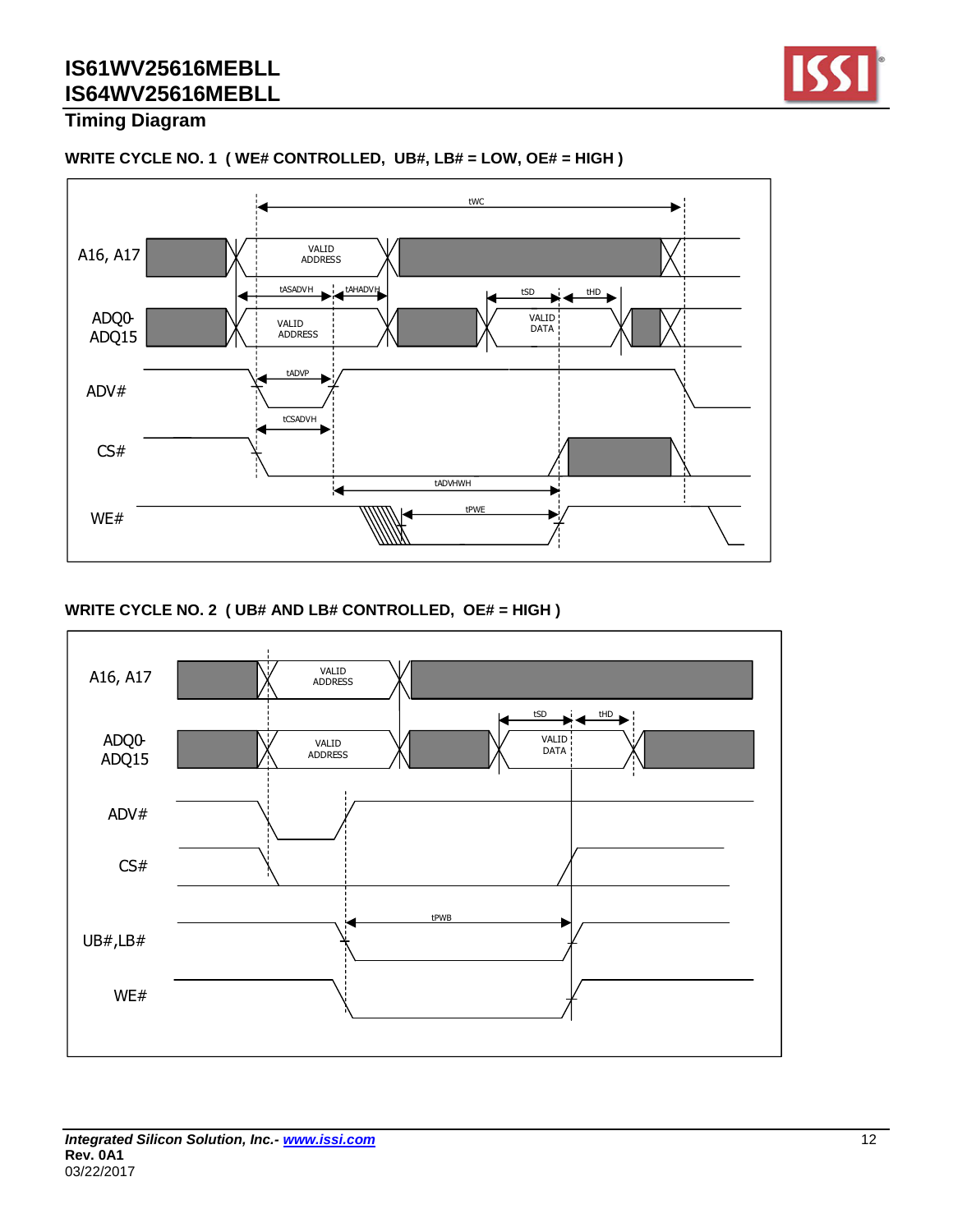## Timing Diagram

**WRITE CYCLE NO. 1 ( WE# CONTROLLED, UB#, LB# = LOW, OE# = HIGH )**

A16, A17 — VALID ADDRESS

ADQ0-ADQ15 — VALID ADDRESS, VALID DATA

ADV#

CS#

WE#

tWC, tASADVH, tAHADVH, tSD, tHD, tADVP, tCSADVH, tADVHWH, tPWE

**WRITE CYCLE NO. 2 ( UB# AND LB# CONTROLLED, OE# = HIGH )**

A16, A17 — VALID ADDRESS

ADQ0-ADQ15 — VALID ADDRESS, VALID DATA

ADV#

CS#

UB#,LB#

WE#

tSD, tHD, tPWB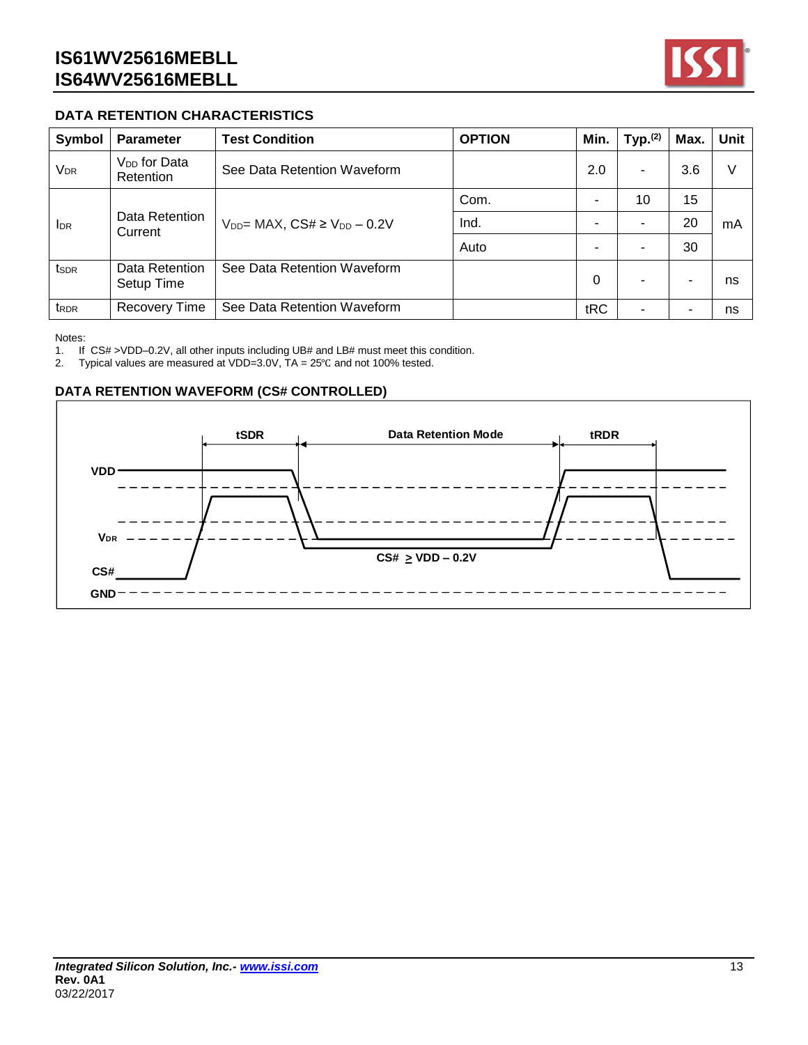## DATA RETENTION CHARACTERISTICS

| Symbol | Parameter | Test Condition | OPTION | Min. | Typ.[(2)] | Max. | Unit |
|---|---|---|---|---|---|---|---|
| $V_{DR}$ | $V_{DD}$ for Data Retention | See Data Retention Waveform | | 2.0 | - | 3.6 | V |
| $I_{DR}$ | Data Retention Current | $V_{DD}$= MAX, CS# ≥ $V_{DD}$ – 0.2V | Com. | - | 10 | 15 | mA |
| | | | Ind. | - | - | 20 | |
| | | | Auto | - | - | 30 | |
| $t_{SDR}$ | Data Retention Setup Time | See Data Retention Waveform | | 0 | - | - | ns |
| $t_{RDR}$ | Recovery Time | See Data Retention Waveform | | tRC | - | - | ns |

Notes:
1. If CS# >VDD–0.2V, all other inputs including UB# and LB# must meet this condition.
2. Typical values are measured at VDD=3.0V, TA = 25℃ and not 100% tested.

## DATA RETENTION WAVEFORM (CS# CONTROLLED)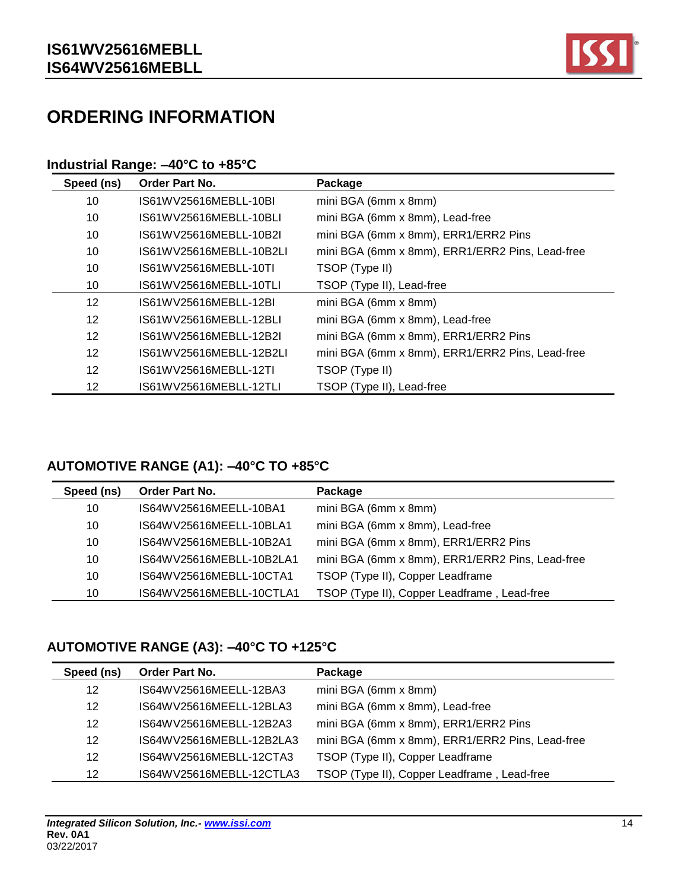# ORDERING INFORMATION

### Industrial Range: –40°C to +85°C

| Speed (ns) | Order Part No. | Package |
|---|---|---|
| 10 | IS61WV25616MEBLL-10BI | mini BGA (6mm x 8mm) |
| 10 | IS61WV25616MEBLL-10BLI | mini BGA (6mm x 8mm), Lead-free |
| 10 | IS61WV25616MEBLL-10B2I | mini BGA (6mm x 8mm), ERR1/ERR2 Pins |
| 10 | IS61WV25616MEBLL-10B2LI | mini BGA (6mm x 8mm), ERR1/ERR2 Pins, Lead-free |
| 10 | IS61WV25616MEBLL-10TI | TSOP (Type II) |
| 10 | IS61WV25616MEBLL-10TLI | TSOP (Type II), Lead-free |
| 12 | IS61WV25616MEBLL-12BI | mini BGA (6mm x 8mm) |
| 12 | IS61WV25616MEBLL-12BLI | mini BGA (6mm x 8mm), Lead-free |
| 12 | IS61WV25616MEBLL-12B2I | mini BGA (6mm x 8mm), ERR1/ERR2 Pins |
| 12 | IS61WV25616MEBLL-12B2LI | mini BGA (6mm x 8mm), ERR1/ERR2 Pins, Lead-free |
| 12 | IS61WV25616MEBLL-12TI | TSOP (Type II) |
| 12 | IS61WV25616MEBLL-12TLI | TSOP (Type II), Lead-free |

### AUTOMOTIVE RANGE (A1): –40°C TO +85°C

| Speed (ns) | Order Part No. | Package |
|---|---|---|
| 10 | IS64WV25616MEELL-10BA1 | mini BGA (6mm x 8mm) |
| 10 | IS64WV25616MEELL-10BLA1 | mini BGA (6mm x 8mm), Lead-free |
| 10 | IS64WV25616MEBLL-10B2A1 | mini BGA (6mm x 8mm), ERR1/ERR2 Pins |
| 10 | IS64WV25616MEBLL-10B2LA1 | mini BGA (6mm x 8mm), ERR1/ERR2 Pins, Lead-free |
| 10 | IS64WV25616MEBLL-10CTA1 | TSOP (Type II), Copper Leadframe |
| 10 | IS64WV25616MEBLL-10CTLA1 | TSOP (Type II), Copper Leadframe , Lead-free |

### AUTOMOTIVE RANGE (A3): –40°C TO +125°C

| Speed (ns) | Order Part No. | Package |
|---|---|---|
| 12 | IS64WV25616MEELL-12BA3 | mini BGA (6mm x 8mm) |
| 12 | IS64WV25616MEELL-12BLA3 | mini BGA (6mm x 8mm), Lead-free |
| 12 | IS64WV25616MEBLL-12B2A3 | mini BGA (6mm x 8mm), ERR1/ERR2 Pins |
| 12 | IS64WV25616MEBLL-12B2LA3 | mini BGA (6mm x 8mm), ERR1/ERR2 Pins, Lead-free |
| 12 | IS64WV25616MEBLL-12CTA3 | TSOP (Type II), Copper Leadframe |
| 12 | IS64WV25616MEBLL-12CTLA3 | TSOP (Type II), Copper Leadframe , Lead-free |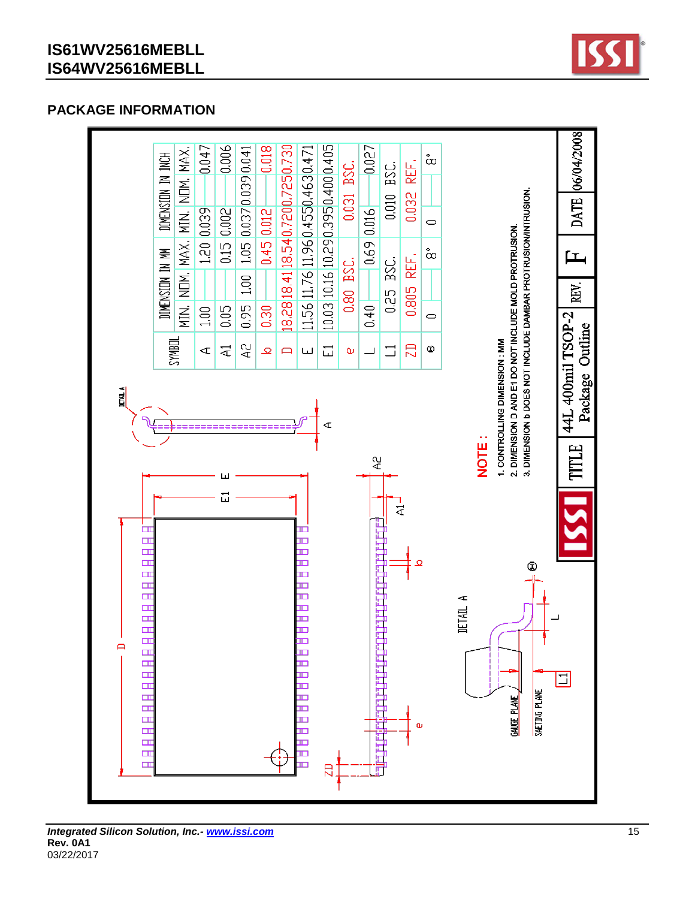## PACKAGE INFORMATION

| SYMBOL | DIMENSION IN MM | | | DIMENSION IN INCH | | |
|---|---|---|---|---|---|---|
| | MIN. | NOM. | MAX. | MIN. | NOM. | MAX. |
| A | 1.00 | | 1.20 | 0.039 | | 0.047 |
| A1 | 0.05 | | 0.15 | 0.002 | | 0.006 |
| A2 | 0.95 | 1.00 | 1.05 | 0.037 | 0.039 | 0.041 |
| b | 0.30 | | 0.45 | 0.012 | | 0.018 |
| D | 18.28 | 18.41 | 18.54 | 0.720 | 0.725 | 0.730 |
| E | 11.56 | 11.76 | 11.96 | 0.455 | 0.463 | 0.471 |
| E1 | 10.03 | 10.16 | 10.29 | 0.395 | 0.400 | 0.405 |
| e | 0.80 BSC. | | | 0.031 BSC. | | |
| L | 0.40 | | 0.69 | 0.016 | | 0.027 |
| L1 | 0.25 BSC. | | | 0.010 BSC. | | |
| ZD | 0.805 REF. | | | 0.032 REF. | | |
| θ | 0 | | 8° | 0 | | 8° |

**NOTE :**

1. CONTROLLING DIMENSION : MM
2. DIMENSION D AND E1 DO NOT INCLUDE MOLD PROTRUSION.
3. DIMENSION b DOES NOT INCLUDE DAMBAR PROTRUSION/INTRUSION.

| TITLE | 44L 400mil TSOP-2 Package Outline | REV. | F | DATE | 06/04/2008 |
|---|---|---|---|---|---|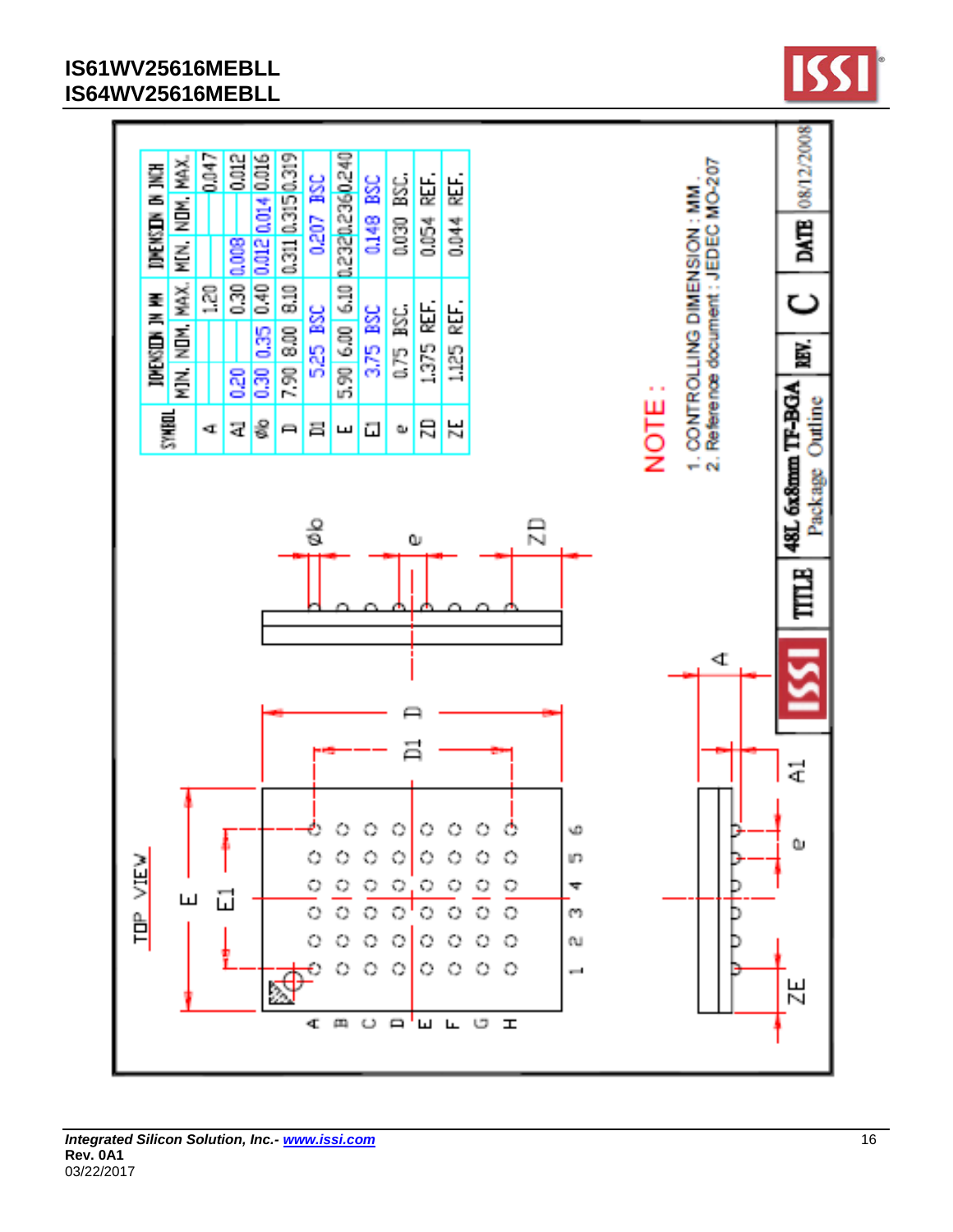TOP VIEW

A B C D E F G H

1 2 3 4 5 6

E E1 D D1 øb e ZD A A1 ZE

| SYMBOL | DIMENSION IN MM | | | DIMENSION IN INCH | | |
|---|---|---|---|---|---|---|
| | MIN. | NOM. | MAX. | MIN. | NOM. | MAX. |
| A | | | 1.20 | | | 0.047 |
| A1 | 0.20 | | 0.30 | 0.008 | | 0.012 |
| øb | 0.30 | 0.35 | 0.40 | 0.012 | 0.014 | 0.016 |
| D | 7.90 | 8.00 | 8.10 | 0.311 | 0.315 | 0.319 |
| D1 | 5.25 BSC | | | 0.207 BSC | | |
| E | 5.90 | 6.00 | 6.10 | 0.232 | 0.236 | 0.240 |
| E1 | 3.75 BSC | | | 0.148 BSC | | |
| e | 0.75 BSC. | | | 0.030 BSC. | | |
| ZD | 1.375 REF. | | | 0.054 REF. | | |
| ZE | 1.125 REF. | | | 0.044 REF. | | |

NOTE :

1. CONTROLLING DIMENSION : MM .
2. Reference document : JEDEC MO-207

| | | | | | |
|---|---|---|---|---|---|
| ISSI | TITLE | 48L 6x8mm TF-BGA Package Outline | REV. C | DATE | 08/12/2008 |

*Integrated Silicon Solution, Inc.- www.issi.com*
**Rev. 0A1**
03/22/2017